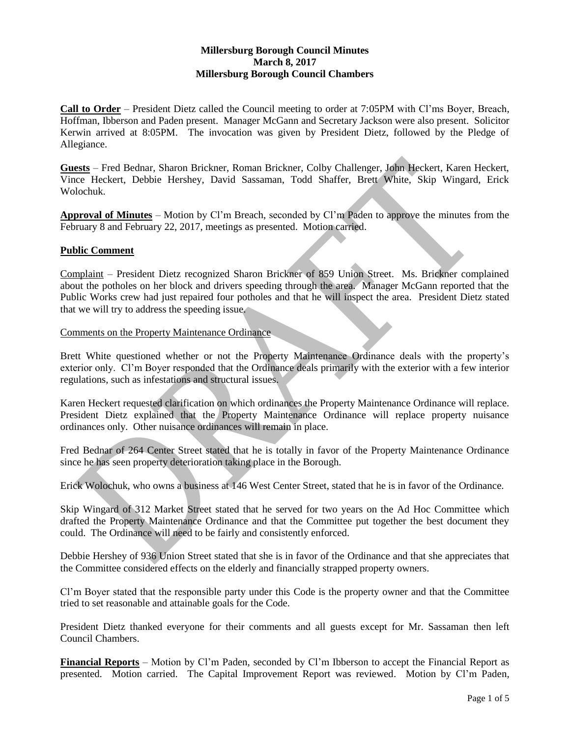**Millersburg Borough Council Minutes**
**March 8, 2017**
**Millersburg Borough Council Chambers**

**Call to Order** – President Dietz called the Council meeting to order at 7:05PM with Cl'ms Boyer, Breach, Hoffman, Ibberson and Paden present. Manager McGann and Secretary Jackson were also present. Solicitor Kerwin arrived at 8:05PM. The invocation was given by President Dietz, followed by the Pledge of Allegiance.

**Guests** – Fred Bednar, Sharon Brickner, Roman Brickner, Colby Challenger, John Heckert, Karen Heckert, Vince Heckert, Debbie Hershey, David Sassaman, Todd Shaffer, Brett White, Skip Wingard, Erick Wolochuk.

**Approval of Minutes** – Motion by Cl'm Breach, seconded by Cl'm Paden to approve the minutes from the February 8 and February 22, 2017, meetings as presented. Motion carried.

**Public Comment**

Complaint – President Dietz recognized Sharon Brickner of 859 Union Street. Ms. Brickner complained about the potholes on her block and drivers speeding through the area. Manager McGann reported that the Public Works crew had just repaired four potholes and that he will inspect the area. President Dietz stated that we will try to address the speeding issue.

Comments on the Property Maintenance Ordinance

Brett White questioned whether or not the Property Maintenance Ordinance deals with the property's exterior only. Cl'm Boyer responded that the Ordinance deals primarily with the exterior with a few interior regulations, such as infestations and structural issues.

Karen Heckert requested clarification on which ordinances the Property Maintenance Ordinance will replace. President Dietz explained that the Property Maintenance Ordinance will replace property nuisance ordinances only. Other nuisance ordinances will remain in place.

Fred Bednar of 264 Center Street stated that he is totally in favor of the Property Maintenance Ordinance since he has seen property deterioration taking place in the Borough.

Erick Wolochuk, who owns a business at 146 West Center Street, stated that he is in favor of the Ordinance.

Skip Wingard of 312 Market Street stated that he served for two years on the Ad Hoc Committee which drafted the Property Maintenance Ordinance and that the Committee put together the best document they could. The Ordinance will need to be fairly and consistently enforced.

Debbie Hershey of 936 Union Street stated that she is in favor of the Ordinance and that she appreciates that the Committee considered effects on the elderly and financially strapped property owners.

Cl'm Boyer stated that the responsible party under this Code is the property owner and that the Committee tried to set reasonable and attainable goals for the Code.

President Dietz thanked everyone for their comments and all guests except for Mr. Sassaman then left Council Chambers.

**Financial Reports** – Motion by Cl'm Paden, seconded by Cl'm Ibberson to accept the Financial Report as presented. Motion carried. The Capital Improvement Report was reviewed. Motion by Cl'm Paden,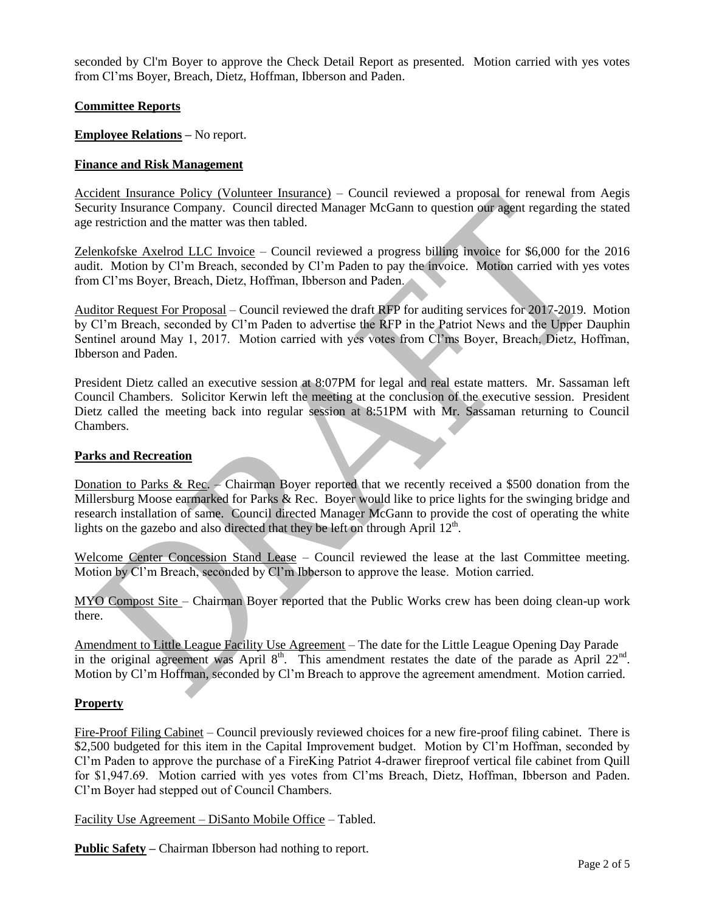seconded by Cl'm Boyer to approve the Check Detail Report as presented. Motion carried with yes votes from Cl'ms Boyer, Breach, Dietz, Hoffman, Ibberson and Paden.

**Committee Reports**

**Employee Relations –** No report.

**Finance and Risk Management**

Accident Insurance Policy (Volunteer Insurance) – Council reviewed a proposal for renewal from Aegis Security Insurance Company. Council directed Manager McGann to question our agent regarding the stated age restriction and the matter was then tabled.

Zelenkofske Axelrod LLC Invoice – Council reviewed a progress billing invoice for $6,000 for the 2016 audit. Motion by Cl'm Breach, seconded by Cl'm Paden to pay the invoice. Motion carried with yes votes from Cl'ms Boyer, Breach, Dietz, Hoffman, Ibberson and Paden.

Auditor Request For Proposal – Council reviewed the draft RFP for auditing services for 2017-2019. Motion by Cl'm Breach, seconded by Cl'm Paden to advertise the RFP in the Patriot News and the Upper Dauphin Sentinel around May 1, 2017. Motion carried with yes votes from Cl'ms Boyer, Breach, Dietz, Hoffman, Ibberson and Paden.

President Dietz called an executive session at 8:07PM for legal and real estate matters. Mr. Sassaman left Council Chambers. Solicitor Kerwin left the meeting at the conclusion of the executive session. President Dietz called the meeting back into regular session at 8:51PM with Mr. Sassaman returning to Council Chambers.

**Parks and Recreation**

Donation to Parks & Rec. – Chairman Boyer reported that we recently received a $500 donation from the Millersburg Moose earmarked for Parks & Rec. Boyer would like to price lights for the swinging bridge and research installation of same. Council directed Manager McGann to provide the cost of operating the white lights on the gazebo and also directed that they be left on through April 12th.

Welcome Center Concession Stand Lease – Council reviewed the lease at the last Committee meeting. Motion by Cl'm Breach, seconded by Cl'm Ibberson to approve the lease. Motion carried.

MYO Compost Site – Chairman Boyer reported that the Public Works crew has been doing clean-up work there.

Amendment to Little League Facility Use Agreement – The date for the Little League Opening Day Parade in the original agreement was April 8th. This amendment restates the date of the parade as April 22nd. Motion by Cl'm Hoffman, seconded by Cl'm Breach to approve the agreement amendment. Motion carried.

**Property**

Fire-Proof Filing Cabinet – Council previously reviewed choices for a new fire-proof filing cabinet. There is $2,500 budgeted for this item in the Capital Improvement budget. Motion by Cl'm Hoffman, seconded by Cl'm Paden to approve the purchase of a FireKing Patriot 4-drawer fireproof vertical file cabinet from Quill for $1,947.69. Motion carried with yes votes from Cl'ms Breach, Dietz, Hoffman, Ibberson and Paden. Cl'm Boyer had stepped out of Council Chambers.

Facility Use Agreement – DiSanto Mobile Office – Tabled.

**Public Safety –** Chairman Ibberson had nothing to report.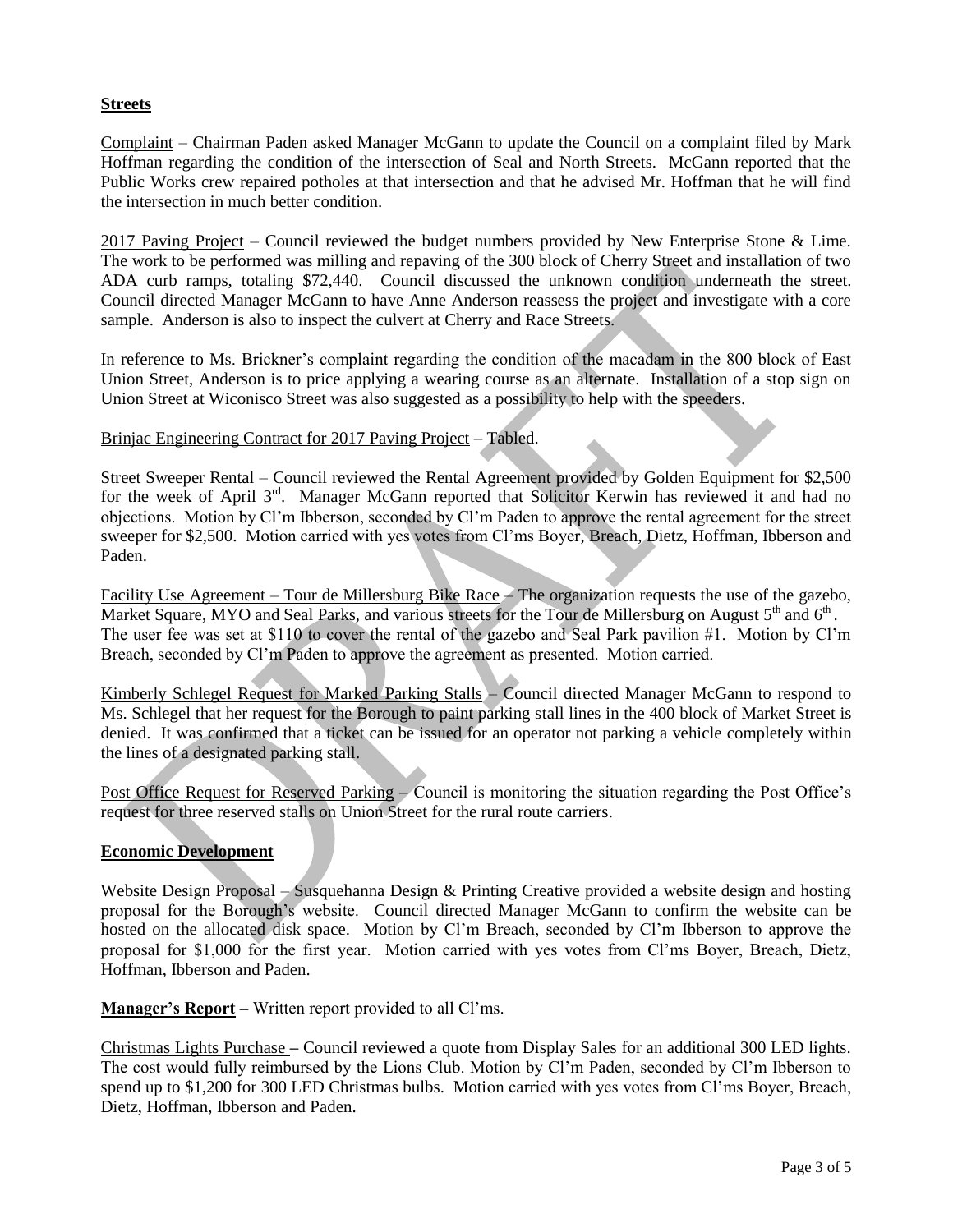**Streets**

Complaint – Chairman Paden asked Manager McGann to update the Council on a complaint filed by Mark Hoffman regarding the condition of the intersection of Seal and North Streets. McGann reported that the Public Works crew repaired potholes at that intersection and that he advised Mr. Hoffman that he will find the intersection in much better condition.

2017 Paving Project – Council reviewed the budget numbers provided by New Enterprise Stone & Lime. The work to be performed was milling and repaving of the 300 block of Cherry Street and installation of two ADA curb ramps, totaling $72,440. Council discussed the unknown condition underneath the street. Council directed Manager McGann to have Anne Anderson reassess the project and investigate with a core sample. Anderson is also to inspect the culvert at Cherry and Race Streets.

In reference to Ms. Brickner's complaint regarding the condition of the macadam in the 800 block of East Union Street, Anderson is to price applying a wearing course as an alternate. Installation of a stop sign on Union Street at Wiconisco Street was also suggested as a possibility to help with the speeders.

Brinjac Engineering Contract for 2017 Paving Project – Tabled.

Street Sweeper Rental – Council reviewed the Rental Agreement provided by Golden Equipment for $2,500 for the week of April 3rd. Manager McGann reported that Solicitor Kerwin has reviewed it and had no objections. Motion by Cl'm Ibberson, seconded by Cl'm Paden to approve the rental agreement for the street sweeper for $2,500. Motion carried with yes votes from Cl'ms Boyer, Breach, Dietz, Hoffman, Ibberson and Paden.

Facility Use Agreement – Tour de Millersburg Bike Race – The organization requests the use of the gazebo, Market Square, MYO and Seal Parks, and various streets for the Tour de Millersburg on August 5th and 6th. The user fee was set at $110 to cover the rental of the gazebo and Seal Park pavilion #1. Motion by Cl'm Breach, seconded by Cl'm Paden to approve the agreement as presented. Motion carried.

Kimberly Schlegel Request for Marked Parking Stalls – Council directed Manager McGann to respond to Ms. Schlegel that her request for the Borough to paint parking stall lines in the 400 block of Market Street is denied. It was confirmed that a ticket can be issued for an operator not parking a vehicle completely within the lines of a designated parking stall.

Post Office Request for Reserved Parking – Council is monitoring the situation regarding the Post Office's request for three reserved stalls on Union Street for the rural route carriers.

**Economic Development**

Website Design Proposal – Susquehanna Design & Printing Creative provided a website design and hosting proposal for the Borough's website. Council directed Manager McGann to confirm the website can be hosted on the allocated disk space. Motion by Cl'm Breach, seconded by Cl'm Ibberson to approve the proposal for $1,000 for the first year. Motion carried with yes votes from Cl'ms Boyer, Breach, Dietz, Hoffman, Ibberson and Paden.

**Manager's Report –** Written report provided to all Cl'ms.

Christmas Lights Purchase – Council reviewed a quote from Display Sales for an additional 300 LED lights. The cost would fully reimbursed by the Lions Club. Motion by Cl'm Paden, seconded by Cl'm Ibberson to spend up to $1,200 for 300 LED Christmas bulbs. Motion carried with yes votes from Cl'ms Boyer, Breach, Dietz, Hoffman, Ibberson and Paden.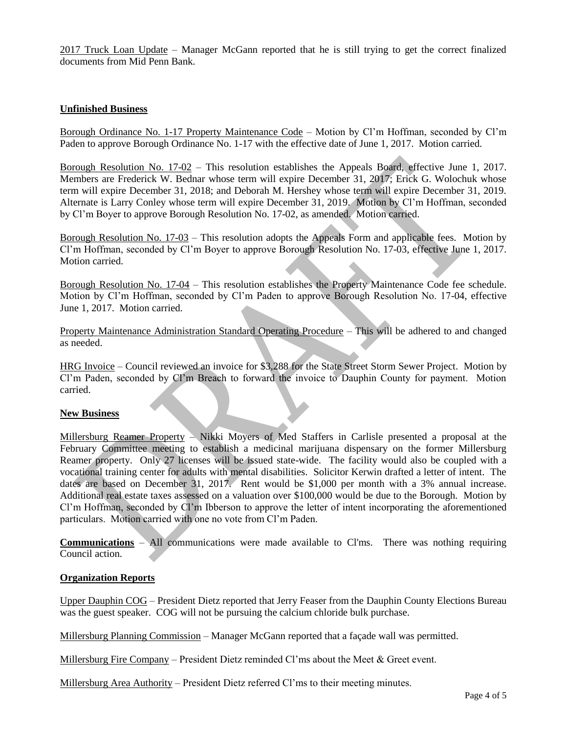2017 Truck Loan Update – Manager McGann reported that he is still trying to get the correct finalized documents from Mid Penn Bank.

**Unfinished Business**

Borough Ordinance No. 1-17 Property Maintenance Code – Motion by Cl'm Hoffman, seconded by Cl'm Paden to approve Borough Ordinance No. 1-17 with the effective date of June 1, 2017. Motion carried.

Borough Resolution No. 17-02 – This resolution establishes the Appeals Board, effective June 1, 2017. Members are Frederick W. Bednar whose term will expire December 31, 2017; Erick G. Wolochuk whose term will expire December 31, 2018; and Deborah M. Hershey whose term will expire December 31, 2019. Alternate is Larry Conley whose term will expire December 31, 2019. Motion by Cl'm Hoffman, seconded by Cl'm Boyer to approve Borough Resolution No. 17-02, as amended. Motion carried.

Borough Resolution No. 17-03 – This resolution adopts the Appeals Form and applicable fees. Motion by Cl'm Hoffman, seconded by Cl'm Boyer to approve Borough Resolution No. 17-03, effective June 1, 2017. Motion carried.

Borough Resolution No. 17-04 – This resolution establishes the Property Maintenance Code fee schedule. Motion by Cl'm Hoffman, seconded by Cl'm Paden to approve Borough Resolution No. 17-04, effective June 1, 2017. Motion carried.

Property Maintenance Administration Standard Operating Procedure – This will be adhered to and changed as needed.

HRG Invoice – Council reviewed an invoice for $3,288 for the State Street Storm Sewer Project. Motion by Cl'm Paden, seconded by Cl'm Breach to forward the invoice to Dauphin County for payment. Motion carried.

**New Business**

Millersburg Reamer Property – Nikki Moyers of Med Staffers in Carlisle presented a proposal at the February Committee meeting to establish a medicinal marijuana dispensary on the former Millersburg Reamer property. Only 27 licenses will be issued state-wide. The facility would also be coupled with a vocational training center for adults with mental disabilities. Solicitor Kerwin drafted a letter of intent. The dates are based on December 31, 2017. Rent would be $1,000 per month with a 3% annual increase. Additional real estate taxes assessed on a valuation over $100,000 would be due to the Borough. Motion by Cl'm Hoffman, seconded by Cl'm Ibberson to approve the letter of intent incorporating the aforementioned particulars. Motion carried with one no vote from Cl'm Paden.

**Communications** – All communications were made available to Cl'ms. There was nothing requiring Council action.

**Organization Reports**

Upper Dauphin COG – President Dietz reported that Jerry Feaser from the Dauphin County Elections Bureau was the guest speaker. COG will not be pursuing the calcium chloride bulk purchase.

Millersburg Planning Commission – Manager McGann reported that a façade wall was permitted.

Millersburg Fire Company – President Dietz reminded Cl'ms about the Meet & Greet event.

Millersburg Area Authority – President Dietz referred Cl'ms to their meeting minutes.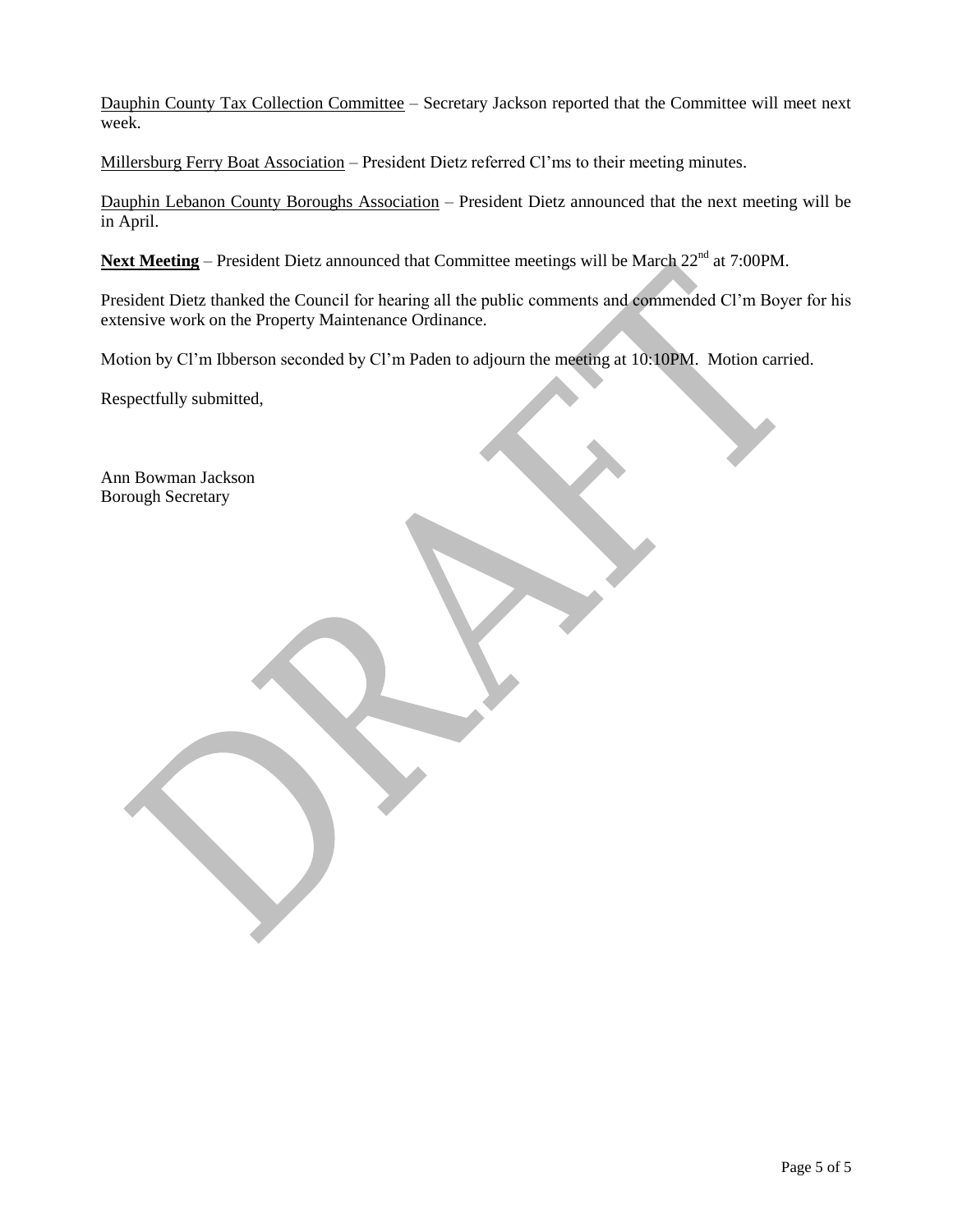Dauphin County Tax Collection Committee – Secretary Jackson reported that the Committee will meet next week.

Millersburg Ferry Boat Association – President Dietz referred Cl'ms to their meeting minutes.

Dauphin Lebanon County Boroughs Association – President Dietz announced that the next meeting will be in April.

**Next Meeting** – President Dietz announced that Committee meetings will be March 22nd at 7:00PM.

President Dietz thanked the Council for hearing all the public comments and commended Cl'm Boyer for his extensive work on the Property Maintenance Ordinance.

Motion by Cl'm Ibberson seconded by Cl'm Paden to adjourn the meeting at 10:10PM. Motion carried.

Respectfully submitted,

Ann Bowman Jackson
Borough Secretary